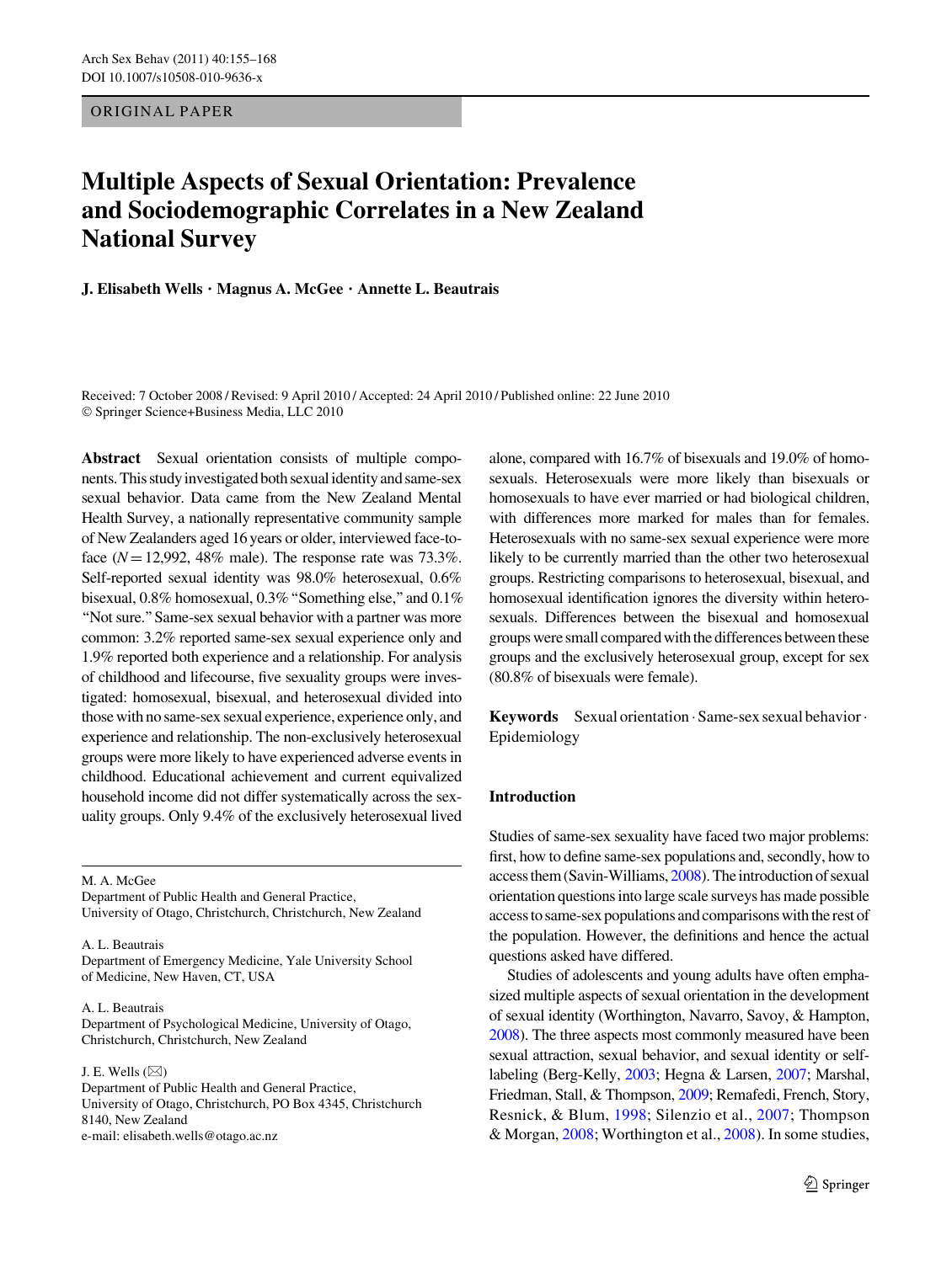ORIGINAL PAPER

# Multiple Aspects of Sexual Orientation: Prevalence and Sociodemographic Correlates in a New Zealand National Survey

**J. Elisabeth Wells · Magnus A. McGee · Annette L. Beautrais**

Received: 7 October 2008 / Revised: 9 April 2010 / Accepted: 24 April 2010 / Published online: 22 June 2010
© Springer Science+Business Media, LLC 2010

**Abstract** Sexual orientation consists of multiple components. This study investigated both sexual identity and same-sex sexual behavior. Data came from the New Zealand Mental Health Survey, a nationally representative community sample of New Zealanders aged 16 years or older, interviewed face-to-face ($N = 12{,}992$, 48% male). The response rate was 73.3%. Self-reported sexual identity was 98.0% heterosexual, 0.6% bisexual, 0.8% homosexual, 0.3% "Something else," and 0.1% "Not sure." Same-sex sexual behavior with a partner was more common: 3.2% reported same-sex sexual experience only and 1.9% reported both experience and a relationship. For analysis of childhood and lifecourse, five sexuality groups were investigated: homosexual, bisexual, and heterosexual divided into those with no same-sex sexual experience, experience only, and experience and relationship. The non-exclusively heterosexual groups were more likely to have experienced adverse events in childhood. Educational achievement and current equivalized household income did not differ systematically across the sexuality groups. Only 9.4% of the exclusively heterosexual lived alone, compared with 16.7% of bisexuals and 19.0% of homosexuals. Heterosexuals were more likely than bisexuals or homosexuals to have ever married or had biological children, with differences more marked for males than for females. Heterosexuals with no same-sex sexual experience were more likely to be currently married than the other two heterosexual groups. Restricting comparisons to heterosexual, bisexual, and homosexual identification ignores the diversity within heterosexuals. Differences between the bisexual and homosexual groups were small compared with the differences between these groups and the exclusively heterosexual group, except for sex (80.8% of bisexuals were female).

**Keywords** Sexual orientation · Same-sex sexual behavior · Epidemiology

M. A. McGee
Department of Public Health and General Practice, University of Otago, Christchurch, Christchurch, New Zealand

A. L. Beautrais
Department of Emergency Medicine, Yale University School of Medicine, New Haven, CT, USA

A. L. Beautrais
Department of Psychological Medicine, University of Otago, Christchurch, Christchurch, New Zealand

J. E. Wells (✉)
Department of Public Health and General Practice, University of Otago, Christchurch, PO Box 4345, Christchurch 8140, New Zealand
e-mail: elisabeth.wells@otago.ac.nz

## Introduction

Studies of same-sex sexuality have faced two major problems: first, how to define same-sex populations and, secondly, how to access them (Savin-Williams, 2008). The introduction of sexual orientation questions into large scale surveys has made possible access to same-sex populations and comparisons with the rest of the population. However, the definitions and hence the actual questions asked have differed.

Studies of adolescents and young adults have often emphasized multiple aspects of sexual orientation in the development of sexual identity (Worthington, Navarro, Savoy, & Hampton, 2008). The three aspects most commonly measured have been sexual attraction, sexual behavior, and sexual identity or self-labeling (Berg-Kelly, 2003; Hegna & Larsen, 2007; Marshal, Friedman, Stall, & Thompson, 2009; Remafedi, French, Story, Resnick, & Blum, 1998; Silenzio et al., 2007; Thompson & Morgan, 2008; Worthington et al., 2008). In some studies,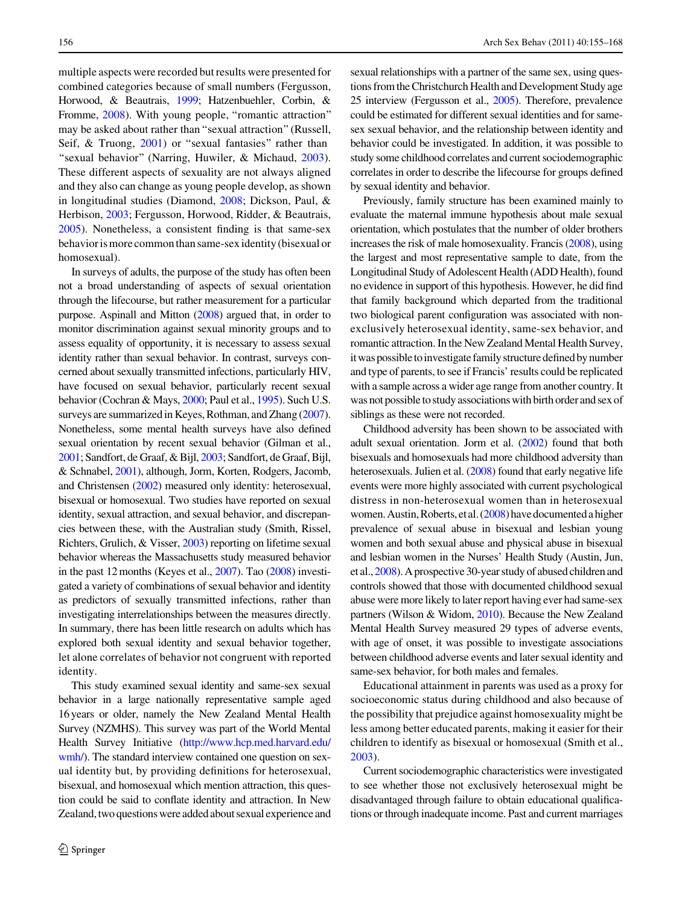multiple aspects were recorded but results were presented for combined categories because of small numbers (Fergusson, Horwood, & Beautrais, 1999; Hatzenbuehler, Corbin, & Fromme, 2008). With young people, "romantic attraction" may be asked about rather than "sexual attraction" (Russell, Seif, & Truong, 2001) or "sexual fantasies" rather than "sexual behavior" (Narring, Huwiler, & Michaud, 2003). These different aspects of sexuality are not always aligned and they also can change as young people develop, as shown in longitudinal studies (Diamond, 2008; Dickson, Paul, & Herbison, 2003; Fergusson, Horwood, Ridder, & Beautrais, 2005). Nonetheless, a consistent finding is that same-sex behavior is more common than same-sex identity (bisexual or homosexual).

In surveys of adults, the purpose of the study has often been not a broad understanding of aspects of sexual orientation through the lifecourse, but rather measurement for a particular purpose. Aspinall and Mitton (2008) argued that, in order to monitor discrimination against sexual minority groups and to assess equality of opportunity, it is necessary to assess sexual identity rather than sexual behavior. In contrast, surveys concerned about sexually transmitted infections, particularly HIV, have focused on sexual behavior, particularly recent sexual behavior (Cochran & Mays, 2000; Paul et al., 1995). Such U.S. surveys are summarized in Keyes, Rothman, and Zhang (2007). Nonetheless, some mental health surveys have also defined sexual orientation by recent sexual behavior (Gilman et al., 2001; Sandfort, de Graaf, & Bijl, 2003; Sandfort, de Graaf, Bijl, & Schnabel, 2001), although, Jorm, Korten, Rodgers, Jacomb, and Christensen (2002) measured only identity: heterosexual, bisexual or homosexual. Two studies have reported on sexual identity, sexual attraction, and sexual behavior, and discrepancies between these, with the Australian study (Smith, Rissel, Richters, Grulich, & Visser, 2003) reporting on lifetime sexual behavior whereas the Massachusetts study measured behavior in the past 12 months (Keyes et al., 2007). Tao (2008) investigated a variety of combinations of sexual behavior and identity as predictors of sexually transmitted infections, rather than investigating interrelationships between the measures directly. In summary, there has been little research on adults which has explored both sexual identity and sexual behavior together, let alone correlates of behavior not congruent with reported identity.

This study examined sexual identity and same-sex sexual behavior in a large nationally representative sample aged 16 years or older, namely the New Zealand Mental Health Survey (NZMHS). This survey was part of the World Mental Health Survey Initiative (http://www.hcp.med.harvard.edu/wmh/). The standard interview contained one question on sexual identity but, by providing definitions for heterosexual, bisexual, and homosexual which mention attraction, this question could be said to conflate identity and attraction. In New Zealand, two questions were added about sexual experience and sexual relationships with a partner of the same sex, using questions from the Christchurch Health and Development Study age 25 interview (Fergusson et al., 2005). Therefore, prevalence could be estimated for different sexual identities and for same-sex sexual behavior, and the relationship between identity and behavior could be investigated. In addition, it was possible to study some childhood correlates and current sociodemographic correlates in order to describe the lifecourse for groups defined by sexual identity and behavior.

Previously, family structure has been examined mainly to evaluate the maternal immune hypothesis about male sexual orientation, which postulates that the number of older brothers increases the risk of male homosexuality. Francis (2008), using the largest and most representative sample to date, from the Longitudinal Study of Adolescent Health (ADD Health), found no evidence in support of this hypothesis. However, he did find that family background which departed from the traditional two biological parent configuration was associated with non-exclusively heterosexual identity, same-sex behavior, and romantic attraction. In the New Zealand Mental Health Survey, it was possible to investigate family structure defined by number and type of parents, to see if Francis' results could be replicated with a sample across a wider age range from another country. It was not possible to study associations with birth order and sex of siblings as these were not recorded.

Childhood adversity has been shown to be associated with adult sexual orientation. Jorm et al. (2002) found that both bisexuals and homosexuals had more childhood adversity than heterosexuals. Julien et al. (2008) found that early negative life events were more highly associated with current psychological distress in non-heterosexual women than in heterosexual women. Austin, Roberts, et al. (2008) have documented a higher prevalence of sexual abuse in bisexual and lesbian young women and both sexual abuse and physical abuse in bisexual and lesbian women in the Nurses' Health Study (Austin, Jun, et al., 2008). A prospective 30-year study of abused children and controls showed that those with documented childhood sexual abuse were more likely to later report having ever had same-sex partners (Wilson & Widom, 2010). Because the New Zealand Mental Health Survey measured 29 types of adverse events, with age of onset, it was possible to investigate associations between childhood adverse events and later sexual identity and same-sex behavior, for both males and females.

Educational attainment in parents was used as a proxy for socioeconomic status during childhood and also because of the possibility that prejudice against homosexuality might be less among better educated parents, making it easier for their children to identify as bisexual or homosexual (Smith et al., 2003).

Current sociodemographic characteristics were investigated to see whether those not exclusively heterosexual might be disadvantaged through failure to obtain educational qualifications or through inadequate income. Past and current marriages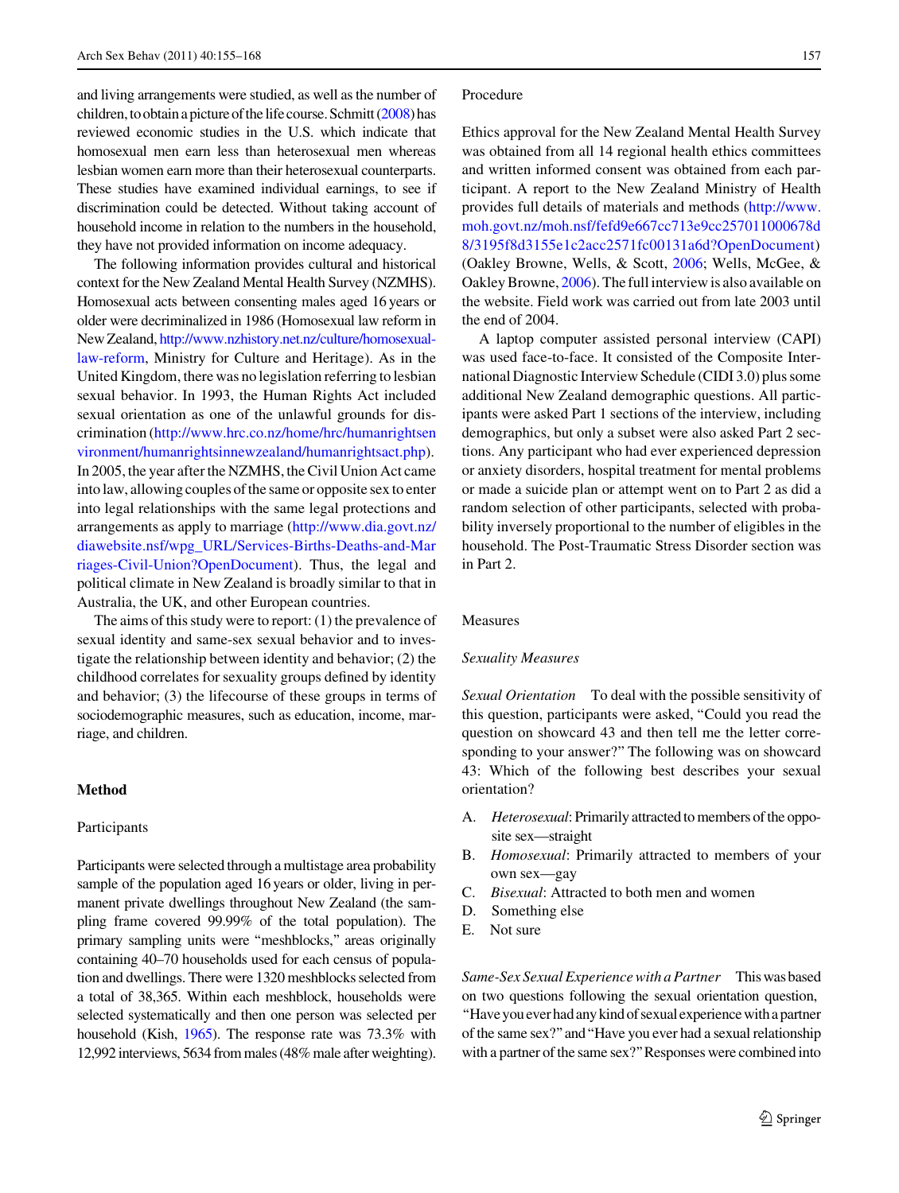and living arrangements were studied, as well as the number of children, to obtain a picture of the life course. Schmitt (2008) has reviewed economic studies in the U.S. which indicate that homosexual men earn less than heterosexual men whereas lesbian women earn more than their heterosexual counterparts. These studies have examined individual earnings, to see if discrimination could be detected. Without taking account of household income in relation to the numbers in the household, they have not provided information on income adequacy.

The following information provides cultural and historical context for the New Zealand Mental Health Survey (NZMHS). Homosexual acts between consenting males aged 16 years or older were decriminalized in 1986 (Homosexual law reform in New Zealand, http://www.nzhistory.net.nz/culture/homosexual-law-reform, Ministry for Culture and Heritage). As in the United Kingdom, there was no legislation referring to lesbian sexual behavior. In 1993, the Human Rights Act included sexual orientation as one of the unlawful grounds for discrimination (http://www.hrc.co.nz/home/hrc/humanrightsenvironment/humanrightsinnewzealand/humanrightsact.php). In 2005, the year after the NZMHS, the Civil Union Act came into law, allowing couples of the same or opposite sex to enter into legal relationships with the same legal protections and arrangements as apply to marriage (http://www.dia.govt.nz/diawebsite.nsf/wpg_URL/Services-Births-Deaths-and-Marriages-Civil-Union?OpenDocument). Thus, the legal and political climate in New Zealand is broadly similar to that in Australia, the UK, and other European countries.

The aims of this study were to report: (1) the prevalence of sexual identity and same-sex sexual behavior and to investigate the relationship between identity and behavior; (2) the childhood correlates for sexuality groups defined by identity and behavior; (3) the lifecourse of these groups in terms of sociodemographic measures, such as education, income, marriage, and children.

## Method

### Participants

Participants were selected through a multistage area probability sample of the population aged 16 years or older, living in permanent private dwellings throughout New Zealand (the sampling frame covered 99.99% of the total population). The primary sampling units were "meshblocks," areas originally containing 40–70 households used for each census of population and dwellings. There were 1320 meshblocks selected from a total of 38,365. Within each meshblock, households were selected systematically and then one person was selected per household (Kish, 1965). The response rate was 73.3% with 12,992 interviews, 5634 from males (48% male after weighting).

### Procedure

Ethics approval for the New Zealand Mental Health Survey was obtained from all 14 regional health ethics committees and written informed consent was obtained from each participant. A report to the New Zealand Ministry of Health provides full details of materials and methods (http://www.moh.govt.nz/moh.nsf/fefd9e667cc713e9cc257011000678d8/3195f8d3155e1c2acc2571fc00131a6d?OpenDocument) (Oakley Browne, Wells, & Scott, 2006; Wells, McGee, & Oakley Browne, 2006). The full interview is also available on the website. Field work was carried out from late 2003 until the end of 2004.

A laptop computer assisted personal interview (CAPI) was used face-to-face. It consisted of the Composite International Diagnostic Interview Schedule (CIDI 3.0) plus some additional New Zealand demographic questions. All participants were asked Part 1 sections of the interview, including demographics, but only a subset were also asked Part 2 sections. Any participant who had ever experienced depression or anxiety disorders, hospital treatment for mental problems or made a suicide plan or attempt went on to Part 2 as did a random selection of other participants, selected with probability inversely proportional to the number of eligibles in the household. The Post-Traumatic Stress Disorder section was in Part 2.

### Measures

#### *Sexuality Measures*

*Sexual Orientation* To deal with the possible sensitivity of this question, participants were asked, "Could you read the question on showcard 43 and then tell me the letter corresponding to your answer?" The following was on showcard 43: Which of the following best describes your sexual orientation?

A. *Heterosexual*: Primarily attracted to members of the opposite sex—straight
B. *Homosexual*: Primarily attracted to members of your own sex—gay
C. *Bisexual*: Attracted to both men and women
D. Something else
E. Not sure

*Same-Sex Sexual Experience with a Partner* This was based on two questions following the sexual orientation question, "Have you ever had any kind of sexual experience with a partner of the same sex?" and "Have you ever had a sexual relationship with a partner of the same sex?" Responses were combined into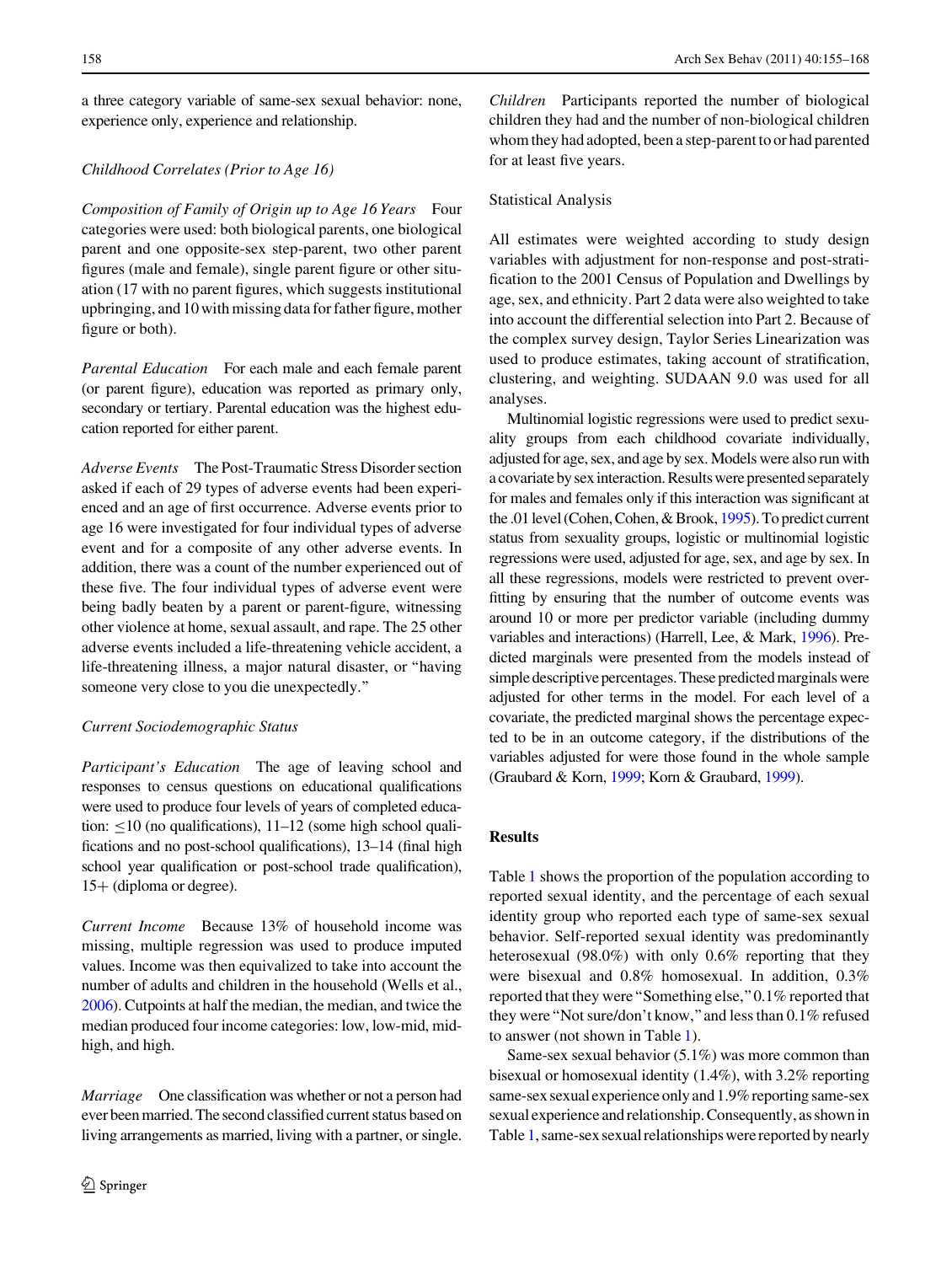a three category variable of same-sex sexual behavior: none, experience only, experience and relationship.

### *Childhood Correlates (Prior to Age 16)*

*Composition of Family of Origin up to Age 16 Years* Four categories were used: both biological parents, one biological parent and one opposite-sex step-parent, two other parent figures (male and female), single parent figure or other situation (17 with no parent figures, which suggests institutional upbringing, and 10 with missing data for father figure, mother figure or both).

*Parental Education* For each male and each female parent (or parent figure), education was reported as primary only, secondary or tertiary. Parental education was the highest education reported for either parent.

*Adverse Events* The Post-Traumatic Stress Disorder section asked if each of 29 types of adverse events had been experienced and an age of first occurrence. Adverse events prior to age 16 were investigated for four individual types of adverse event and for a composite of any other adverse events. In addition, there was a count of the number experienced out of these five. The four individual types of adverse event were being badly beaten by a parent or parent-figure, witnessing other violence at home, sexual assault, and rape. The 25 other adverse events included a life-threatening vehicle accident, a life-threatening illness, a major natural disaster, or "having someone very close to you die unexpectedly."

### *Current Sociodemographic Status*

*Participant's Education* The age of leaving school and responses to census questions on educational qualifications were used to produce four levels of years of completed education: $\leq 10$ (no qualifications), 11–12 (some high school qualifications and no post-school qualifications), 13–14 (final high school year qualification or post-school trade qualification), 15+ (diploma or degree).

*Current Income* Because 13% of household income was missing, multiple regression was used to produce imputed values. Income was then equivalized to take into account the number of adults and children in the household (Wells et al., 2006). Cutpoints at half the median, the median, and twice the median produced four income categories: low, low-mid, mid-high, and high.

*Marriage* One classification was whether or not a person had ever been married. The second classified current status based on living arrangements as married, living with a partner, or single.

*Children* Participants reported the number of biological children they had and the number of non-biological children whom they had adopted, been a step-parent to or had parented for at least five years.

## Statistical Analysis

All estimates were weighted according to study design variables with adjustment for non-response and post-stratification to the 2001 Census of Population and Dwellings by age, sex, and ethnicity. Part 2 data were also weighted to take into account the differential selection into Part 2. Because of the complex survey design, Taylor Series Linearization was used to produce estimates, taking account of stratification, clustering, and weighting. SUDAAN 9.0 was used for all analyses.

Multinomial logistic regressions were used to predict sexuality groups from each childhood covariate individually, adjusted for age, sex, and age by sex. Models were also run with a covariate by sex interaction. Results were presented separately for males and females only if this interaction was significant at the .01 level (Cohen, Cohen, & Brook, 1995). To predict current status from sexuality groups, logistic or multinomial logistic regressions were used, adjusted for age, sex, and age by sex. In all these regressions, models were restricted to prevent overfitting by ensuring that the number of outcome events was around 10 or more per predictor variable (including dummy variables and interactions) (Harrell, Lee, & Mark, 1996). Predicted marginals were presented from the models instead of simple descriptive percentages. These predicted marginals were adjusted for other terms in the model. For each level of a covariate, the predicted marginal shows the percentage expected to be in an outcome category, if the distributions of the variables adjusted for were those found in the whole sample (Graubard & Korn, 1999; Korn & Graubard, 1999).

# Results

Table 1 shows the proportion of the population according to reported sexual identity, and the percentage of each sexual identity group who reported each type of same-sex sexual behavior. Self-reported sexual identity was predominantly heterosexual (98.0%) with only 0.6% reporting that they were bisexual and 0.8% homosexual. In addition, 0.3% reported that they were "Something else," 0.1% reported that they were "Not sure/don't know," and less than 0.1% refused to answer (not shown in Table 1).

Same-sex sexual behavior (5.1%) was more common than bisexual or homosexual identity (1.4%), with 3.2% reporting same-sex sexual experience only and 1.9% reporting same-sex sexual experience and relationship. Consequently, as shown in Table 1, same-sex sexual relationships were reported by nearly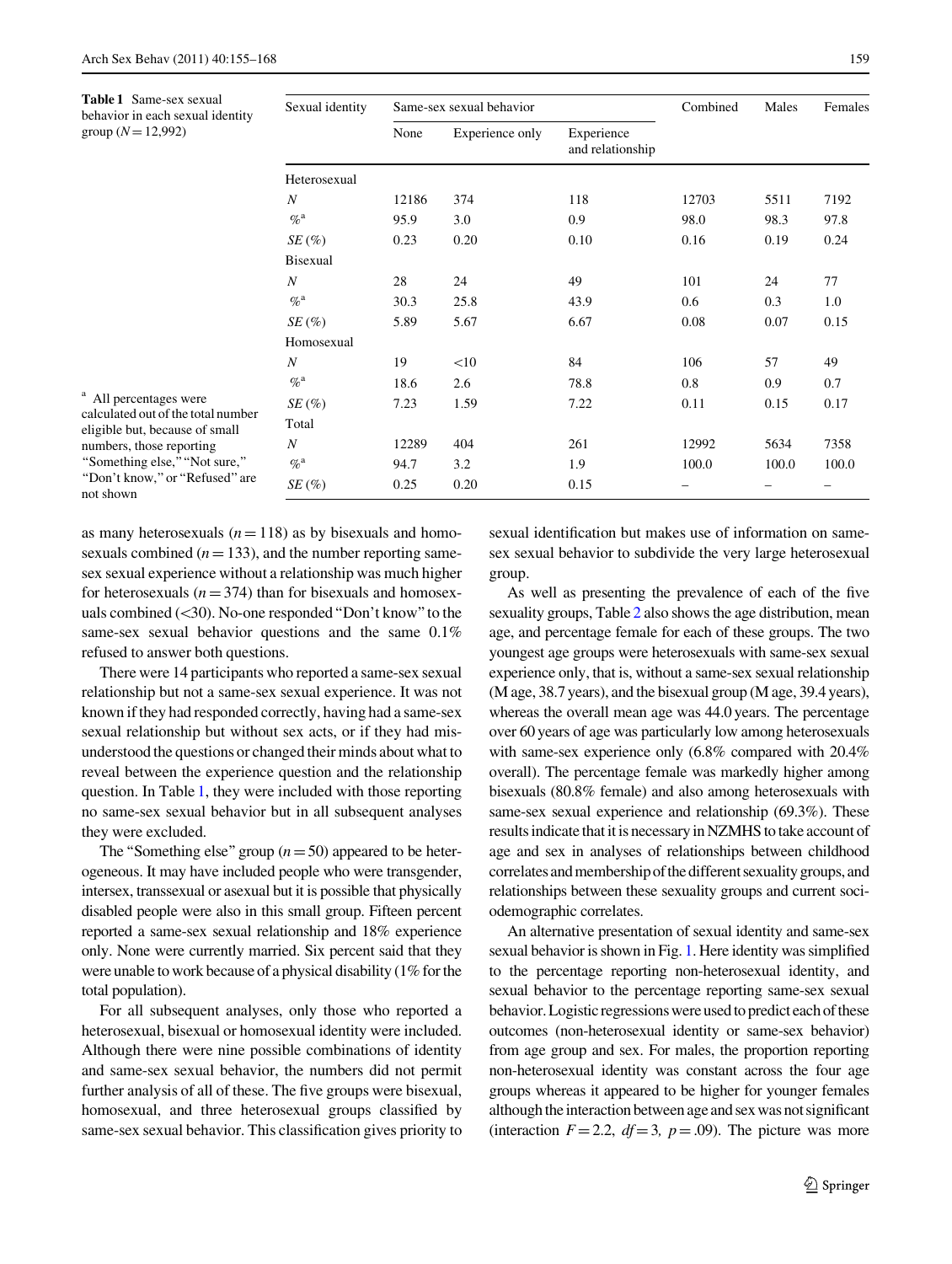**Table 1** Same-sex sexual behavior in each sexual identity group ($N = 12,992$)

| Sexual identity | Same-sex sexual behavior | | | Combined | Males | Females |
|---|---|---|---|---|---|---|
| | None | Experience only | Experience and relationship | | | |
| Heterosexual | | | | | | |
| *N* | 12186 | 374 | 118 | 12703 | 5511 | 7192 |
| %[a] | 95.9 | 3.0 | 0.9 | 98.0 | 98.3 | 97.8 |
| *SE* (%) | 0.23 | 0.20 | 0.10 | 0.16 | 0.19 | 0.24 |
| Bisexual | | | | | | |
| *N* | 28 | 24 | 49 | 101 | 24 | 77 |
| %[a] | 30.3 | 25.8 | 43.9 | 0.6 | 0.3 | 1.0 |
| *SE* (%) | 5.89 | 5.67 | 6.67 | 0.08 | 0.07 | 0.15 |
| Homosexual | | | | | | |
| *N* | 19 | <10 | 84 | 106 | 57 | 49 |
| %[a] | 18.6 | 2.6 | 78.8 | 0.8 | 0.9 | 0.7 |
| *SE* (%) | 7.23 | 1.59 | 7.22 | 0.11 | 0.15 | 0.17 |
| Total | | | | | | |
| *N* | 12289 | 404 | 261 | 12992 | 5634 | 7358 |
| %[a] | 94.7 | 3.2 | 1.9 | 100.0 | 100.0 | 100.0 |
| *SE* (%) | 0.25 | 0.20 | 0.15 | – | – | – |

[a] All percentages were calculated out of the total number eligible but, because of small numbers, those reporting "Something else," "Not sure," "Don't know," or "Refused" are not shown

as many heterosexuals ($n = 118$) as by bisexuals and homosexuals combined ($n = 133$), and the number reporting same-sex sexual experience without a relationship was much higher for heterosexuals ($n = 374$) than for bisexuals and homosexuals combined (<30). No-one responded "Don't know" to the same-sex sexual behavior questions and the same 0.1% refused to answer both questions.

There were 14 participants who reported a same-sex sexual relationship but not a same-sex sexual experience. It was not known if they had responded correctly, having had a same-sex sexual relationship but without sex acts, or if they had misunderstood the questions or changed their minds about what to reveal between the experience question and the relationship question. In Table 1, they were included with those reporting no same-sex sexual behavior but in all subsequent analyses they were excluded.

The "Something else" group ($n = 50$) appeared to be heterogeneous. It may have included people who were transgender, intersex, transsexual or asexual but it is possible that physically disabled people were also in this small group. Fifteen percent reported a same-sex sexual relationship and 18% experience only. None were currently married. Six percent said that they were unable to work because of a physical disability (1% for the total population).

For all subsequent analyses, only those who reported a heterosexual, bisexual or homosexual identity were included. Although there were nine possible combinations of identity and same-sex sexual behavior, the numbers did not permit further analysis of all of these. The five groups were bisexual, homosexual, and three heterosexual groups classified by same-sex sexual behavior. This classification gives priority to sexual identification but makes use of information on same-sex sexual behavior to subdivide the very large heterosexual group.

As well as presenting the prevalence of each of the five sexuality groups, Table 2 also shows the age distribution, mean age, and percentage female for each of these groups. The two youngest age groups were heterosexuals with same-sex sexual experience only, that is, without a same-sex sexual relationship (M age, 38.7 years), and the bisexual group (M age, 39.4 years), whereas the overall mean age was 44.0 years. The percentage over 60 years of age was particularly low among heterosexuals with same-sex experience only (6.8% compared with 20.4% overall). The percentage female was markedly higher among bisexuals (80.8% female) and also among heterosexuals with same-sex sexual experience and relationship (69.3%). These results indicate that it is necessary in NZMHS to take account of age and sex in analyses of relationships between childhood correlates and membership of the different sexuality groups, and relationships between these sexuality groups and current sociodemographic correlates.

An alternative presentation of sexual identity and same-sex sexual behavior is shown in Fig. 1. Here identity was simplified to the percentage reporting non-heterosexual identity, and sexual behavior to the percentage reporting same-sex sexual behavior. Logistic regressions were used to predict each of these outcomes (non-heterosexual identity or same-sex behavior) from age group and sex. For males, the proportion reporting non-heterosexual identity was constant across the four age groups whereas it appeared to be higher for younger females although the interaction between age and sex was not significant (interaction $F = 2.2$, $df = 3$, $p = .09$). The picture was more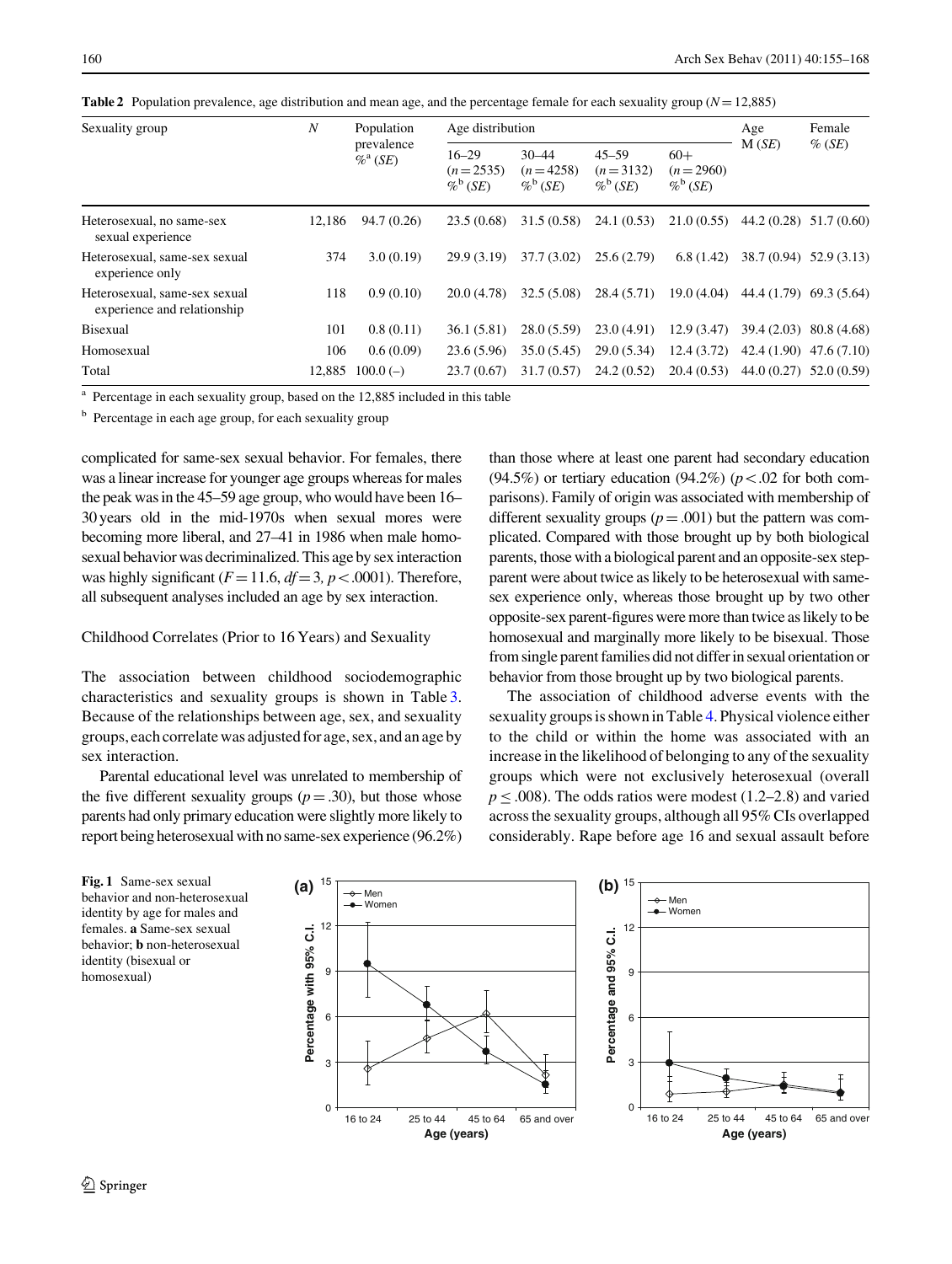**Table 2** Population prevalence, age distribution and mean age, and the percentage female for each sexuality group ($N = 12{,}885$)

| Sexuality group | N | Population prevalence %[a] (SE) | Age distribution | | | | Age M (SE) | Female % (SE) |
|---|---|---|---|---|---|---|---|---|
| | | | 16–29 ($n = 2535$) %[b] (SE) | 30–44 ($n = 4258$) %[b] (SE) | 45–59 ($n = 3132$) %[b] (SE) | 60+ ($n = 2960$) %[b] (SE) | | |
| Heterosexual, no same-sex sexual experience | 12,186 | 94.7 (0.26) | 23.5 (0.68) | 31.5 (0.58) | 24.1 (0.53) | 21.0 (0.55) | 44.2 (0.28) | 51.7 (0.60) |
| Heterosexual, same-sex sexual experience only | 374 | 3.0 (0.19) | 29.9 (3.19) | 37.7 (3.02) | 25.6 (2.79) | 6.8 (1.42) | 38.7 (0.94) | 52.9 (3.13) |
| Heterosexual, same-sex sexual experience and relationship | 118 | 0.9 (0.10) | 20.0 (4.78) | 32.5 (5.08) | 28.4 (5.71) | 19.0 (4.04) | 44.4 (1.79) | 69.3 (5.64) |
| Bisexual | 101 | 0.8 (0.11) | 36.1 (5.81) | 28.0 (5.59) | 23.0 (4.91) | 12.9 (3.47) | 39.4 (2.03) | 80.8 (4.68) |
| Homosexual | 106 | 0.6 (0.09) | 23.6 (5.96) | 35.0 (5.45) | 29.0 (5.34) | 12.4 (3.72) | 42.4 (1.90) | 47.6 (7.10) |
| Total | 12,885 | 100.0 (–) | 23.7 (0.67) | 31.7 (0.57) | 24.2 (0.52) | 20.4 (0.53) | 44.0 (0.27) | 52.0 (0.59) |

[a] Percentage in each sexuality group, based on the 12,885 included in this table

[b] Percentage in each age group, for each sexuality group

complicated for same-sex sexual behavior. For females, there was a linear increase for younger age groups whereas for males the peak was in the 45–59 age group, who would have been 16–30 years old in the mid-1970s when sexual mores were becoming more liberal, and 27–41 in 1986 when male homosexual behavior was decriminalized. This age by sex interaction was highly significant ($F = 11.6$, $df = 3$, $p < .0001$). Therefore, all subsequent analyses included an age by sex interaction.

## Childhood Correlates (Prior to 16 Years) and Sexuality

The association between childhood sociodemographic characteristics and sexuality groups is shown in Table 3. Because of the relationships between age, sex, and sexuality groups, each correlate was adjusted for age, sex, and an age by sex interaction.

Parental educational level was unrelated to membership of the five different sexuality groups ($p = .30$), but those whose parents had only primary education were slightly more likely to report being heterosexual with no same-sex experience (96.2%) than those where at least one parent had secondary education (94.5%) or tertiary education (94.2%) ($p < .02$ for both comparisons). Family of origin was associated with membership of different sexuality groups ($p = .001$) but the pattern was complicated. Compared with those brought up by both biological parents, those with a biological parent and an opposite-sex stepparent were about twice as likely to be heterosexual with same-sex experience only, whereas those brought up by two other opposite-sex parent-figures were more than twice as likely to be homosexual and marginally more likely to be bisexual. Those from single parent families did not differ in sexual orientation or behavior from those brought up by two biological parents.

The association of childhood adverse events with the sexuality groups is shown in Table 4. Physical violence either to the child or within the home was associated with an increase in the likelihood of belonging to any of the sexuality groups which were not exclusively heterosexual (overall $p \leq .008$). The odds ratios were modest (1.2–2.8) and varied across the sexuality groups, although all 95% CIs overlapped considerably. Rape before age 16 and sexual assault before

**Fig. 1** Same-sex sexual behavior and non-heterosexual identity by age for males and females. **a** Same-sex sexual behavior; **b** non-heterosexual identity (bisexual or homosexual)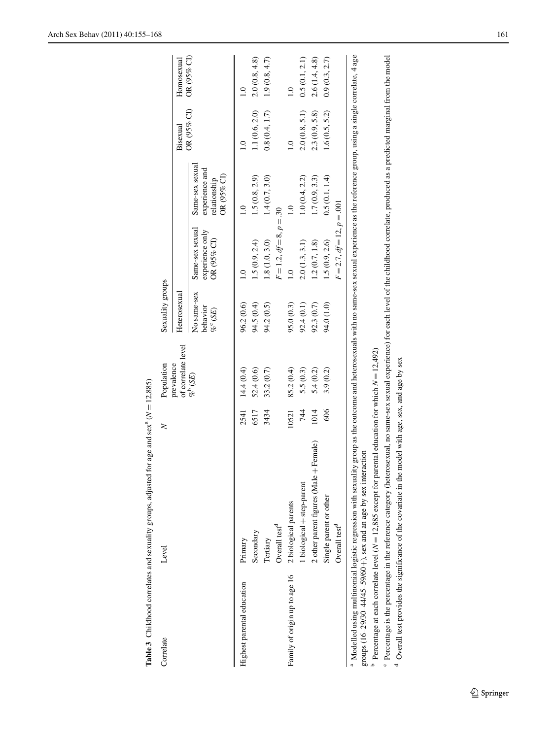**Table 3** Childhood correlates and sexuality groups, adjusted for age and sex[a] ($N = 12{,}885$)

| Correlate | Level | N | Population prevalence of correlate level %[b] (*SE*) | Sexuality groups | | | | |
|---|---|---|---|---|---|---|---|---|
| | | | | Heterosexual | | | Bisexual OR (95% CI) | Homosexual OR (95% CI) |
| | | | | No same-sex behavior %[c] (*SE*) | Same-sex sexual experience only OR (95% CI) | Same-sex sexual experience and relationship OR (95% CI) | | |
| Highest parental education | Primary | 2541 | 14.4 (0.4) | 96.2 (0.6) | 1.0 | 1.0 | 1.0 | 1.0 |
| | Secondary | 6517 | 52.4 (0.6) | 94.5 (0.4) | 1.5 (0.9, 2.4) | 1.5 (0.8, 2.9) | 1.1 (0.6, 2.0) | 2.0 (0.8, 4.8) |
| | Tertiary | 3434 | 33.2 (0.7) | 94.2 (0.5) | 1.8 (1.0, 3.0) | 1.4 (0.7, 3.0) | 0.8 (0.4, 1.7) | 1.9 (0.8, 4.7) |
| | Overall test[d] | | | | $F = 1.2$, $df = 8$, $p = .30$ | | | |
| Family of origin up to age 16 | 2 biological parents | 10521 | 85.2 (0.4) | 95.0 (0.3) | 1.0 | 1.0 | 1.0 | 1.0 |
| | 1 biological + step-parent | 744 | 5.5 (0.3) | 92.4 (0.1) | 2.0 (1.3, 3.1) | 1.0 (0.4, 2.2) | 2.0 (0.8, 5.1) | 0.5 (0.1, 2.1) |
| | 2 other parent figures (Male + Female) | 1014 | 5.4 (0.2) | 92.3 (0.7) | 1.2 (0.7, 1.8) | 1.7 (0.9, 3.3) | 2.3 (0.9, 5.8) | 2.6 (1.4, 4.8) |
| | Single parent or other | 606 | 3.9 (0.2) | 94.0 (1.0) | 1.5 (0.9, 2.6) | 0.5 (0.1, 1.4) | 1.6 (0.5, 5.2) | 0.9 (0.3, 2.7) |
| | Overall test[d] | | | | $F = 2.7$, $df = 12$, $p = .001$ | | | |

[a] Modelled using multinomial logistic regression with sexuality group as the outcome and heterosexuals with no same-sex sexual experience as the reference group, using a single correlate, 4 age groups (16–29/30–44/45–59/60+), sex and an age by sex interaction

[b] Percentage at each correlate level ($N = 12{,}885$ except for parental education for which $N = 12{,}492$)

[c] Percentage is the percentage in the reference category (heterosexual, no same-sex sexual experience) for each level of the childhood correlate, produced as a predicted marginal from the model

[d] Overall test provides the significance of the covariate in the model with age, sex, and age by sex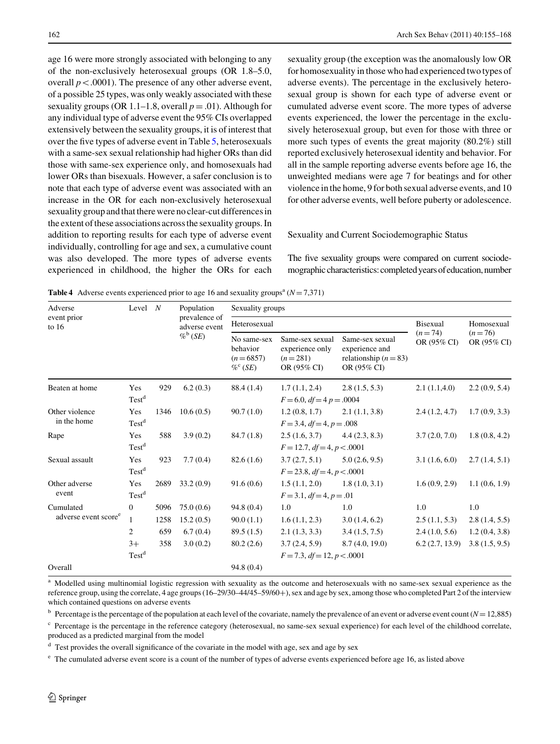age 16 were more strongly associated with belonging to any of the non-exclusively heterosexual groups (OR 1.8–5.0, overall $p < .0001$). The presence of any other adverse event, of a possible 25 types, was only weakly associated with these sexuality groups (OR 1.1–1.8, overall $p = .01$). Although for any individual type of adverse event the 95% CIs overlapped extensively between the sexuality groups, it is of interest that over the five types of adverse event in Table 5, heterosexuals with a same-sex sexual relationship had higher ORs than did those with same-sex experience only, and homosexuals had lower ORs than bisexuals. However, a safer conclusion is to note that each type of adverse event was associated with an increase in the OR for each non-exclusively heterosexual sexuality group and that there were no clear-cut differences in the extent of these associations across the sexuality groups. In addition to reporting results for each type of adverse event individually, controlling for age and sex, a cumulative count was also developed. The more types of adverse events experienced in childhood, the higher the ORs for each sexuality group (the exception was the anomalously low OR for homosexuality in those who had experienced two types of adverse events). The percentage in the exclusively heterosexual group is shown for each type of adverse event or cumulated adverse event score. The more types of adverse events experienced, the lower the percentage in the exclusively heterosexual group, but even for those with three or more such types of events the great majority (80.2%) still reported exclusively heterosexual identity and behavior. For all in the sample reporting adverse events before age 16, the unweighted medians were age 7 for beatings and for other violence in the home, 9 for both sexual adverse events, and 10 for other adverse events, well before puberty or adolescence.

## Sexuality and Current Sociodemographic Status

The five sexuality groups were compared on current sociodemographic characteristics: completed years of education, number

**Table 4** Adverse events experienced prior to age 16 and sexuality groups[a] ($N = 7,371$)

| Adverse event prior to 16 | Level | $N$ | Population prevalence of adverse event %[b] ($SE$) | Sexuality groups | | | | |
|---|---|---|---|---|---|---|---|---|
| | | | | Heterosexual | | | Bisexual ($n = 74$) OR (95% CI) | Homosexual ($n = 76$) OR (95% CI) |
| | | | | No same-sex behavior ($n = 6857$) %[c] ($SE$) | Same-sex sexual experience only ($n = 281$) OR (95% CI) | Same-sex sexual experience and relationship ($n = 83$) OR (95% CI) | | |
| Beaten at home | Yes | 929 | 6.2 (0.3) | 88.4 (1.4) | 1.7 (1.1, 2.4) | 2.8 (1.5, 5.3) | 2.1 (1.1,4.0) | 2.2 (0.9, 5.4) |
| | Test[d] | | | | $F = 6.0$, $df = 4$ $p = .0004$ | | | |
| Other violence in the home | Yes | 1346 | 10.6 (0.5) | 90.7 (1.0) | 1.2 (0.8, 1.7) | 2.1 (1.1, 3.8) | 2.4 (1.2, 4.7) | 1.7 (0.9, 3.3) |
| | Test[d] | | | | $F = 3.4$, $df = 4$, $p = .008$ | | | |
| Rape | Yes | 588 | 3.9 (0.2) | 84.7 (1.8) | 2.5 (1.6, 3.7) | 4.4 (2.3, 8.3) | 3.7 (2.0, 7.0) | 1.8 (0.8, 4.2) |
| | Test[d] | | | | $F = 12.7$, $df = 4$, $p < .0001$ | | | |
| Sexual assault | Yes | 923 | 7.7 (0.4) | 82.6 (1.6) | 3.7 (2.7, 5.1) | 5.0 (2.6, 9.5) | 3.1 (1.6, 6.0) | 2.7 (1.4, 5.1) |
| | Test[d] | | | | $F = 23.8$, $df = 4$, $p < .0001$ | | | |
| Other adverse event | Yes | 2689 | 33.2 (0.9) | 91.6 (0.6) | 1.5 (1.1, 2.0) | 1.8 (1.0, 3.1) | 1.6 (0.9, 2.9) | 1.1 (0.6, 1.9) |
| | Test[d] | | | | $F = 3.1$, $df = 4$, $p = .01$ | | | |
| Cumulated adverse event score[e] | 0 | 5096 | 75.0 (0.6) | 94.8 (0.4) | 1.0 | 1.0 | 1.0 | 1.0 |
| | 1 | 1258 | 15.2 (0.5) | 90.0 (1.1) | 1.6 (1.1, 2.3) | 3.0 (1.4, 6.2) | 2.5 (1.1, 5.3) | 2.8 (1.4, 5.5) |
| | 2 | 659 | 6.7 (0.4) | 89.5 (1.5) | 2.1 (1.3, 3.3) | 3.4 (1.5, 7.5) | 2.4 (1.0, 5.6) | 1.2 (0.4, 3.8) |
| | 3+ | 358 | 3.0 (0.2) | 80.2 (2.6) | 3.7 (2.4, 5.9) | 8.7 (4.0, 19.0) | 6.2 (2.7, 13.9) | 3.8 (1.5, 9.5) |
| | Test[d] | | | | $F = 7.3$, $df = 12$, $p < .0001$ | | | |
| Overall | | | | 94.8 (0.4) | | | | |

[a] Modelled using multinomial logistic regression with sexuality as the outcome and heterosexuals with no same-sex sexual experience as the reference group, using the correlate, 4 age groups (16–29/30–44/45–59/60+), sex and age by sex, among those who completed Part 2 of the interview which contained questions on adverse events

[b] Percentage is the percentage of the population at each level of the covariate, namely the prevalence of an event or adverse event count ($N = 12,885$)

[c] Percentage is the percentage in the reference category (heterosexual, no same-sex sexual experience) for each level of the childhood correlate, produced as a predicted marginal from the model

[d] Test provides the overall significance of the covariate in the model with age, sex and age by sex

[e] The cumulated adverse event score is a count of the number of types of adverse events experienced before age 16, as listed above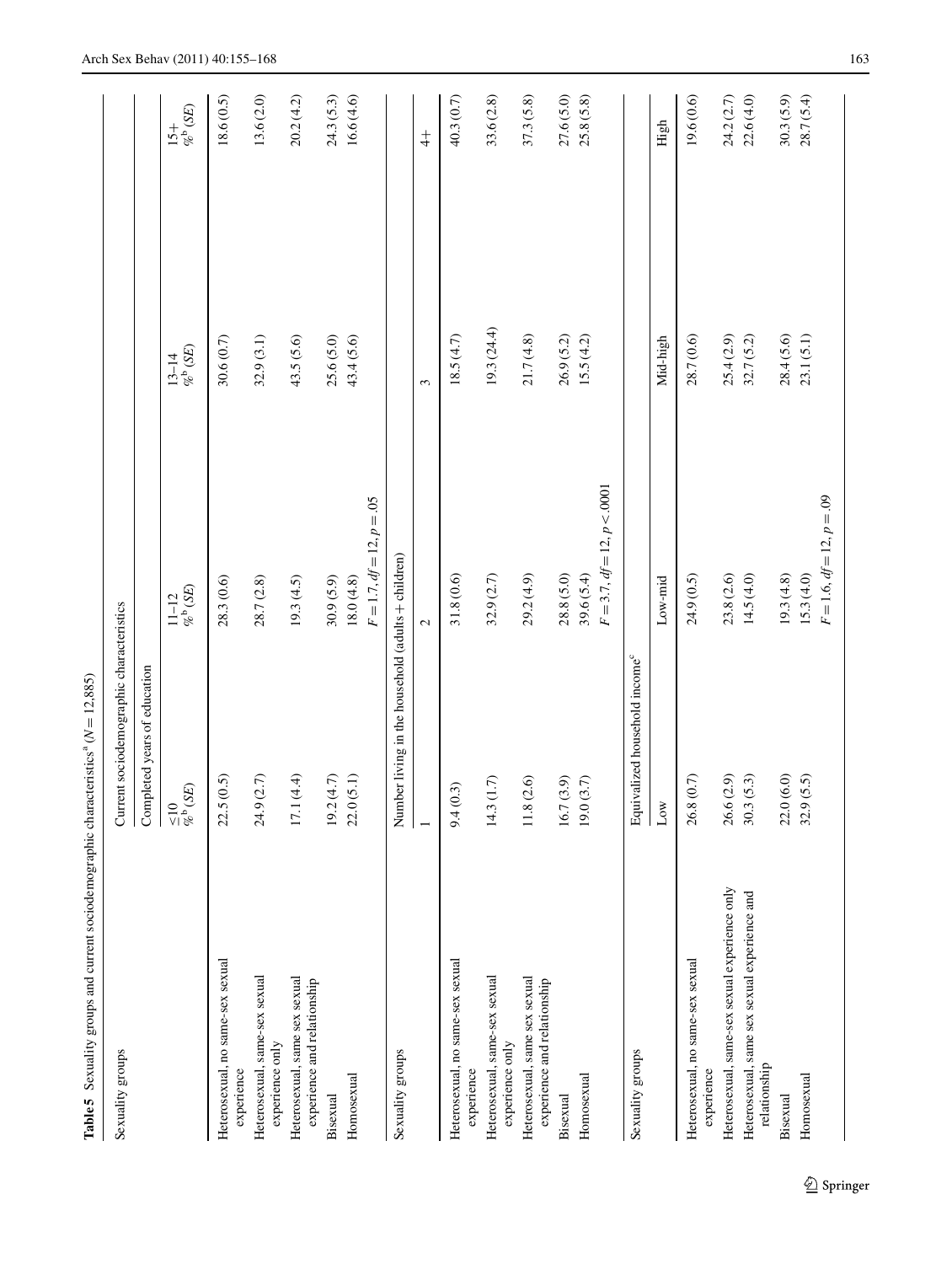**Table 5** Sexuality groups and current sociodemographic characteristics[a] ($N = 12{,}885$)

| Sexuality groups | Current sociodemographic characteristics | | | |
|---|---|---|---|---|
| | Completed years of education | | | |
| | ≤10 %[b] (*SE*) | 11–12 %[b] (*SE*) | 13–14 %[b] (*SE*) | 15+ %[b] (*SE*) |
| Heterosexual, no same-sex sexual experience | 22.5 (0.5) | 28.3 (0.6) | 30.6 (0.7) | 18.6 (0.5) |
| Heterosexual, same-sex sexual experience only | 24.9 (2.7) | 28.7 (2.8) | 32.9 (3.1) | 13.6 (2.0) |
| Heterosexual, same sex sexual experience and relationship | 17.1 (4.4) | 19.3 (4.5) | 43.5 (5.6) | 20.2 (4.2) |
| Bisexual | 19.2 (4.7) | 30.9 (5.9) | 25.6 (5.0) | 24.3 (5.3) |
| Homosexual | 22.0 (5.1) | 18.0 (4.8) | 43.4 (5.6) | 16.6 (4.6) |
| | | $F = 1.7$, $df = 12$, $p = .05$ | | |
| Sexuality groups | Number living in the household (adults + children) | | | |
| | 1 | 2 | 3 | 4+ |
| Heterosexual, no same-sex sexual experience | 9.4 (0.3) | 31.8 (0.6) | 18.5 (4.7) | 40.3 (0.7) |
| Heterosexual, same-sex sexual experience only | 14.3 (1.7) | 32.9 (2.7) | 19.3 (24.4) | 33.6 (2.8) |
| Heterosexual, same sex sexual experience and relationship | 11.8 (2.6) | 29.2 (4.9) | 21.7 (4.8) | 37.3 (5.8) |
| Bisexual | 16.7 (3.9) | 28.8 (5.0) | 26.9 (5.2) | 27.6 (5.0) |
| Homosexual | 19.0 (3.7) | 39.6 (5.4) | 15.5 (4.2) | 25.8 (5.8) |
| | | $F = 3.7$, $df = 12$, $p < .0001$ | | |
| Sexuality groups | Equivalized household income[c] | | | |
| | Low | Low-mid | Mid-high | High |
| Heterosexual, no same-sex sexual experience | 26.8 (0.7) | 24.9 (0.5) | 28.7 (0.6) | 19.6 (0.6) |
| Heterosexual, same-sex sexual experience only | 26.6 (2.9) | 23.8 (2.6) | 25.4 (2.9) | 24.2 (2.7) |
| Heterosexual, same sex sexual experience and relationship | 30.3 (5.3) | 14.5 (4.0) | 32.7 (5.2) | 22.6 (4.0) |
| Bisexual | 22.0 (6.0) | 19.3 (4.8) | 28.4 (5.6) | 30.3 (5.9) |
| Homosexual | 32.9 (5.5) | 15.3 (4.0) | 23.1 (5.1) | 28.7 (5.4) |
| | | $F = 1.6$, $df = 12$, $p = .09$ | | |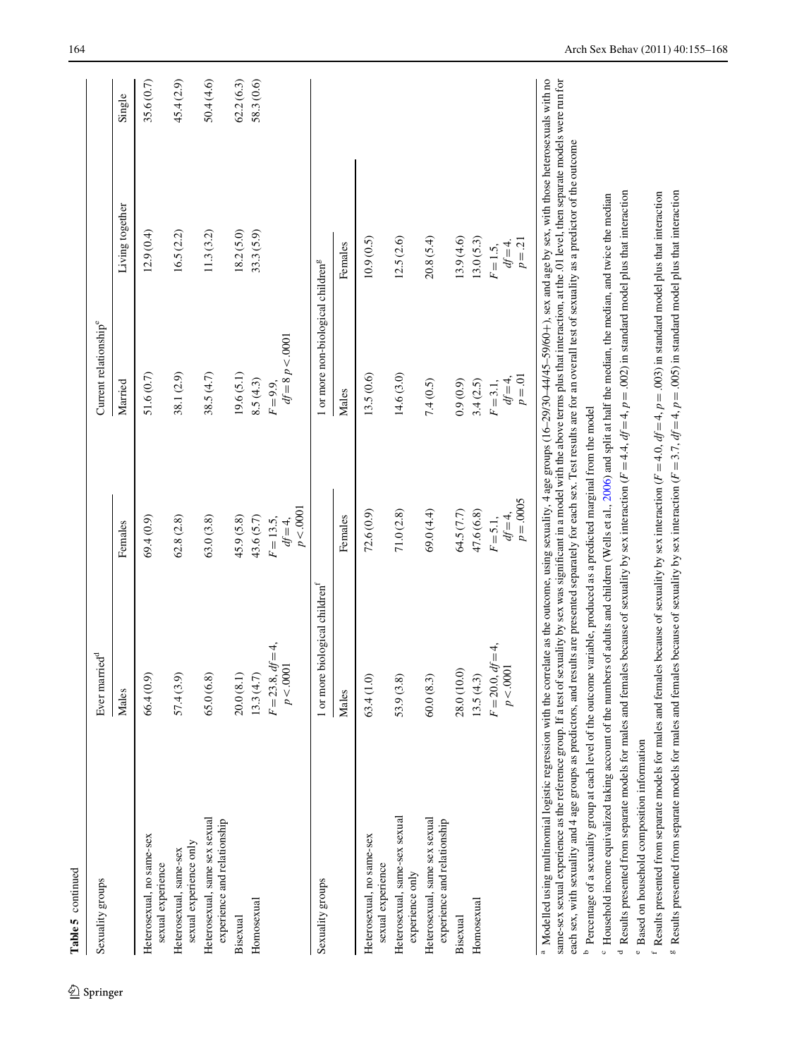**Table 5** continued

| Sexuality groups | Ever married[d] | | Current relationship[e] | | |
|---|---|---|---|---|---|
| | Males | Females | Married | Living together | Single |
| Heterosexual, no same-sex sexual experience | 66.4 (0.9) | 69.4 (0.9) | 51.6 (0.7) | 12.9 (0.4) | 35.6 (0.7) |
| Heterosexual, same-sex sexual experience only | 57.4 (3.9) | 62.8 (2.8) | 38.1 (2.9) | 16.5 (2.2) | 45.4 (2.9) |
| Heterosexual, same sex sexual experience and relationship | 65.0 (6.8) | 63.0 (3.8) | 38.5 (4.7) | 11.3 (3.2) | 50.4 (4.6) |
| Bisexual | 20.0 (8.1) | 45.9 (5.8) | 19.6 (5.1) | 18.2 (5.0) | 62.2 (6.3) |
| Homosexual | 13.3 (4.7) | 43.6 (5.7) | 8.5 (4.3) | 33.3 (5.9) | 58.3 (0.6) |
| | $F = 23.8$, $df = 4$, $p < .0001$ | $F = 13.5$, $df = 4$, $p < .0001$ | $F = 9.9$, $df = 8$ $p < .0001$ | | |

| Sexuality groups | 1 or more biological children[f] | | 1 or more non-biological children[g] | |
|---|---|---|---|---|
| | Males | Females | Males | Females |
| Heterosexual, no same-sex sexual experience | 63.4 (1.0) | 72.6 (0.9) | 13.5 (0.6) | 10.9 (0.5) |
| Heterosexual, same-sex sexual experience only | 53.9 (3.8) | 71.0 (2.8) | 14.6 (3.0) | 12.5 (2.6) |
| Heterosexual, same sex sexual experience and relationship | 60.0 (8.3) | 69.0 (4.4) | 7.4 (0.5) | 20.8 (5.4) |
| Bisexual | 28.0 (10.0) | 64.5 (7.7) | 0.9 (0.9) | 13.9 (4.6) |
| Homosexual | 13.5 (4.3) | 47.6 (6.8) | 3.4 (2.5) | 13.0 (5.3) |
| | $F = 20.0$, $df = 4$, $p < .0001$ | $F = 5.1$, $df = 4$, $p = .0005$ | $F = 3.1$, $df = 4$, $p = .01$ | $F = 1.5$, $df = 4$, $p = .21$ |

[a] Modelled using multinomial logistic regression with the correlate as the outcome, using sexuality, 4 age groups (16–29/30–44/45–59/60+), sex and age by sex, with those heterosexuals with no same-sex sexual experience as the reference group. If a test of sexuality by sex was significant in a model with the above terms plus that interaction, at the .01 level, then separate models were run for each sex, with sexuality and 4 age groups as predictors, and results are presented separately for each sex. Test results are for an overall test of sexuality as a predictor of the outcome

[b] Percentage of a sexuality group at each level of the outcome variable, produced as a predicted marginal from the model

[c] Household income equivalized taking account of the numbers of adults and children (Wells et al., 2006) and split at half the median, the median, and twice the median

[d] Results presented from separate models for males and females because of sexuality by sex interaction ($F = 4.4$, $df = 4$, $p = .002$) in standard model plus that interaction

[e] Based on household composition information

[f] Results presented from separate models for males and females because of sexuality by sex interaction ($F = 4.0$, $df = 4$, $p = .003$) in standard model plus that interaction

[g] Results presented from separate models for males and females because of sexuality by sex interaction ($F = 3.7$, $df = 4$, $p = .005$) in standard model plus that interaction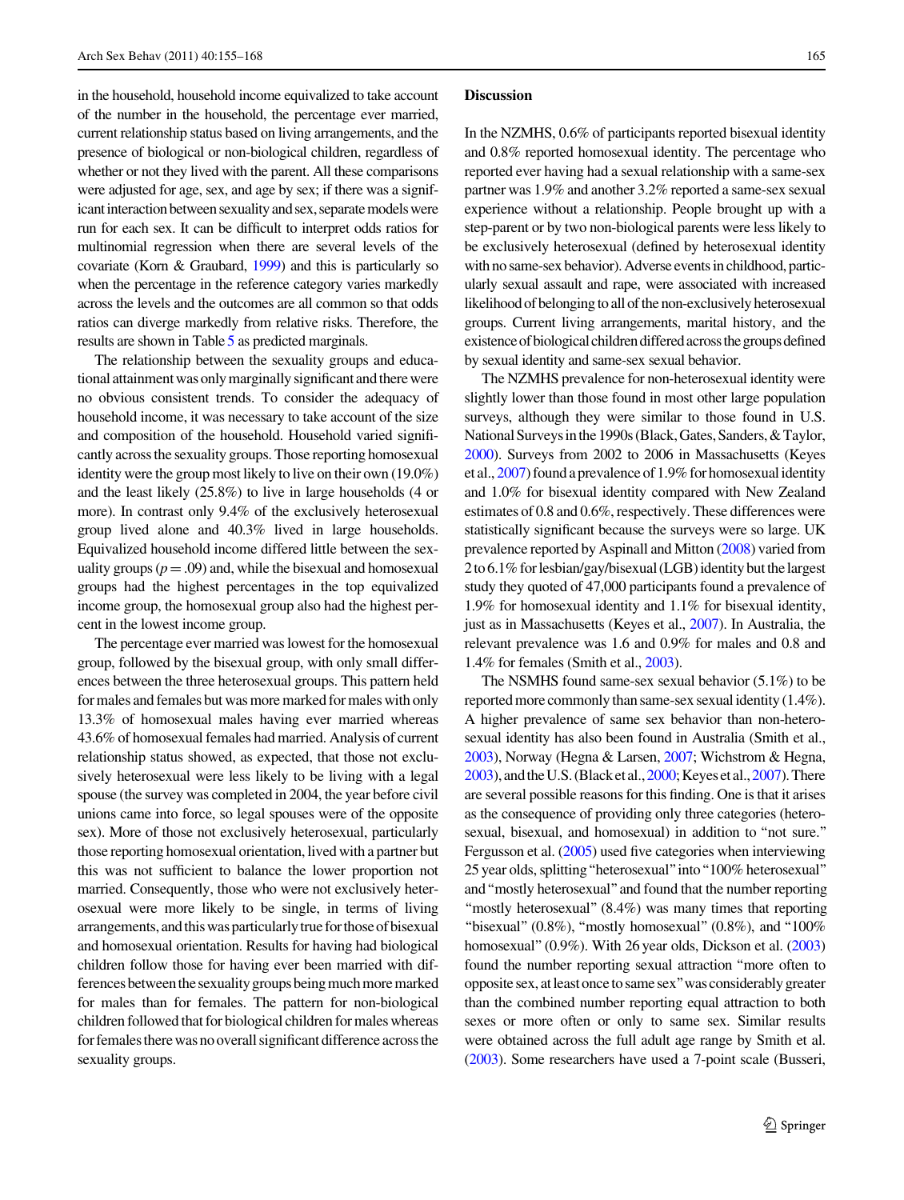in the household, household income equivalized to take account of the number in the household, the percentage ever married, current relationship status based on living arrangements, and the presence of biological or non-biological children, regardless of whether or not they lived with the parent. All these comparisons were adjusted for age, sex, and age by sex; if there was a significant interaction between sexuality and sex, separate models were run for each sex. It can be difficult to interpret odds ratios for multinomial regression when there are several levels of the covariate (Korn & Graubard, 1999) and this is particularly so when the percentage in the reference category varies markedly across the levels and the outcomes are all common so that odds ratios can diverge markedly from relative risks. Therefore, the results are shown in Table 5 as predicted marginals.

The relationship between the sexuality groups and educational attainment was only marginally significant and there were no obvious consistent trends. To consider the adequacy of household income, it was necessary to take account of the size and composition of the household. Household varied significantly across the sexuality groups. Those reporting homosexual identity were the group most likely to live on their own (19.0%) and the least likely (25.8%) to live in large households (4 or more). In contrast only 9.4% of the exclusively heterosexual group lived alone and 40.3% lived in large households. Equivalized household income differed little between the sexuality groups ($p = .09$) and, while the bisexual and homosexual groups had the highest percentages in the top equivalized income group, the homosexual group also had the highest percent in the lowest income group.

The percentage ever married was lowest for the homosexual group, followed by the bisexual group, with only small differences between the three heterosexual groups. This pattern held for males and females but was more marked for males with only 13.3% of homosexual males having ever married whereas 43.6% of homosexual females had married. Analysis of current relationship status showed, as expected, that those not exclusively heterosexual were less likely to be living with a legal spouse (the survey was completed in 2004, the year before civil unions came into force, so legal spouses were of the opposite sex). More of those not exclusively heterosexual, particularly those reporting homosexual orientation, lived with a partner but this was not sufficient to balance the lower proportion not married. Consequently, those who were not exclusively heterosexual were more likely to be single, in terms of living arrangements, and this was particularly true for those of bisexual and homosexual orientation. Results for having had biological children follow those for having ever been married with differences between the sexuality groups being much more marked for males than for females. The pattern for non-biological children followed that for biological children for males whereas for females there was no overall significant difference across the sexuality groups.

## Discussion

In the NZMHS, 0.6% of participants reported bisexual identity and 0.8% reported homosexual identity. The percentage who reported ever having had a sexual relationship with a same-sex partner was 1.9% and another 3.2% reported a same-sex sexual experience without a relationship. People brought up with a step-parent or by two non-biological parents were less likely to be exclusively heterosexual (defined by heterosexual identity with no same-sex behavior). Adverse events in childhood, particularly sexual assault and rape, were associated with increased likelihood of belonging to all of the non-exclusively heterosexual groups. Current living arrangements, marital history, and the existence of biological children differed across the groups defined by sexual identity and same-sex sexual behavior.

The NZMHS prevalence for non-heterosexual identity were slightly lower than those found in most other large population surveys, although they were similar to those found in U.S. National Surveys in the 1990s (Black, Gates, Sanders, & Taylor, 2000). Surveys from 2002 to 2006 in Massachusetts (Keyes et al., 2007) found a prevalence of 1.9% for homosexual identity and 1.0% for bisexual identity compared with New Zealand estimates of 0.8 and 0.6%, respectively. These differences were statistically significant because the surveys were so large. UK prevalence reported by Aspinall and Mitton (2008) varied from 2 to 6.1% for lesbian/gay/bisexual (LGB) identity but the largest study they quoted of 47,000 participants found a prevalence of 1.9% for homosexual identity and 1.1% for bisexual identity, just as in Massachusetts (Keyes et al., 2007). In Australia, the relevant prevalence was 1.6 and 0.9% for males and 0.8 and 1.4% for females (Smith et al., 2003).

The NSMHS found same-sex sexual behavior (5.1%) to be reported more commonly than same-sex sexual identity (1.4%). A higher prevalence of same sex behavior than non-heterosexual identity has also been found in Australia (Smith et al., 2003), Norway (Hegna & Larsen, 2007; Wichstrom & Hegna, 2003), and the U.S. (Black et al., 2000; Keyes et al., 2007). There are several possible reasons for this finding. One is that it arises as the consequence of providing only three categories (heterosexual, bisexual, and homosexual) in addition to "not sure." Fergusson et al. (2005) used five categories when interviewing 25 year olds, splitting "heterosexual" into "100% heterosexual" and "mostly heterosexual" and found that the number reporting "mostly heterosexual" (8.4%) was many times that reporting "bisexual" (0.8%), "mostly homosexual" (0.8%), and "100% homosexual" (0.9%). With 26 year olds, Dickson et al. (2003) found the number reporting sexual attraction "more often to opposite sex, at least once to same sex" was considerably greater than the combined number reporting equal attraction to both sexes or more often or only to same sex. Similar results were obtained across the full adult age range by Smith et al. (2003). Some researchers have used a 7-point scale (Busseri,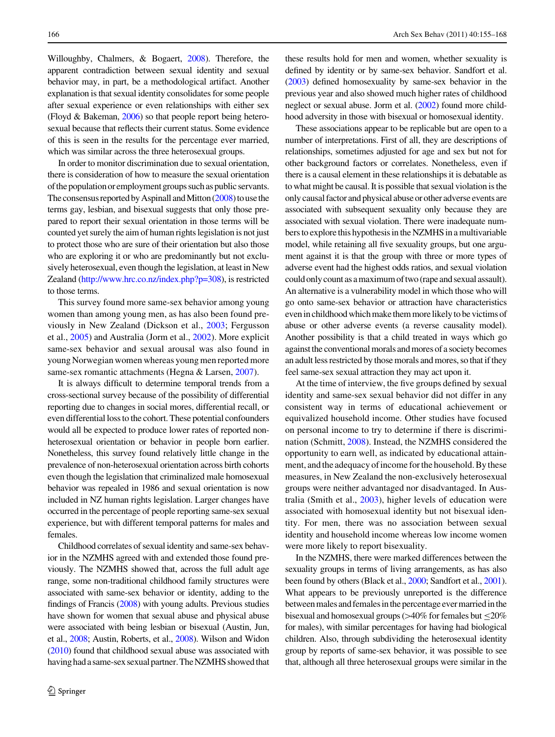Willoughby, Chalmers, & Bogaert, 2008). Therefore, the apparent contradiction between sexual identity and sexual behavior may, in part, be a methodological artifact. Another explanation is that sexual identity consolidates for some people after sexual experience or even relationships with either sex (Floyd & Bakeman, 2006) so that people report being heterosexual because that reflects their current status. Some evidence of this is seen in the results for the percentage ever married, which was similar across the three heterosexual groups.

In order to monitor discrimination due to sexual orientation, there is consideration of how to measure the sexual orientation of the population or employment groups such as public servants. The consensus reported by Aspinall and Mitton (2008) to use the terms gay, lesbian, and bisexual suggests that only those prepared to report their sexual orientation in those terms will be counted yet surely the aim of human rights legislation is not just to protect those who are sure of their orientation but also those who are exploring it or who are predominantly but not exclusively heterosexual, even though the legislation, at least in New Zealand (http://www.hrc.co.nz/index.php?p=308), is restricted to those terms.

This survey found more same-sex behavior among young women than among young men, as has also been found previously in New Zealand (Dickson et al., 2003; Fergusson et al., 2005) and Australia (Jorm et al., 2002). More explicit same-sex behavior and sexual arousal was also found in young Norwegian women whereas young men reported more same-sex romantic attachments (Hegna & Larsen, 2007).

It is always difficult to determine temporal trends from a cross-sectional survey because of the possibility of differential reporting due to changes in social mores, differential recall, or even differential loss to the cohort. These potential confounders would all be expected to produce lower rates of reported non-heterosexual orientation or behavior in people born earlier. Nonetheless, this survey found relatively little change in the prevalence of non-heterosexual orientation across birth cohorts even though the legislation that criminalized male homosexual behavior was repealed in 1986 and sexual orientation is now included in NZ human rights legislation. Larger changes have occurred in the percentage of people reporting same-sex sexual experience, but with different temporal patterns for males and females.

Childhood correlates of sexual identity and same-sex behavior in the NZMHS agreed with and extended those found previously. The NZMHS showed that, across the full adult age range, some non-traditional childhood family structures were associated with same-sex behavior or identity, adding to the findings of Francis (2008) with young adults. Previous studies have shown for women that sexual abuse and physical abuse were associated with being lesbian or bisexual (Austin, Jun, et al., 2008; Austin, Roberts, et al., 2008). Wilson and Widon (2010) found that childhood sexual abuse was associated with having had a same-sex sexual partner. The NZMHS showed that these results hold for men and women, whether sexuality is defined by identity or by same-sex behavior. Sandfort et al. (2003) defined homosexuality by same-sex behavior in the previous year and also showed much higher rates of childhood neglect or sexual abuse. Jorm et al. (2002) found more childhood adversity in those with bisexual or homosexual identity.

These associations appear to be replicable but are open to a number of interpretations. First of all, they are descriptions of relationships, sometimes adjusted for age and sex but not for other background factors or correlates. Nonetheless, even if there is a causal element in these relationships it is debatable as to what might be causal. It is possible that sexual violation is the only causal factor and physical abuse or other adverse events are associated with subsequent sexuality only because they are associated with sexual violation. There were inadequate numbers to explore this hypothesis in the NZMHS in a multivariable model, while retaining all five sexuality groups, but one argument against it is that the group with three or more types of adverse event had the highest odds ratios, and sexual violation could only count as a maximum of two (rape and sexual assault). An alternative is a vulnerability model in which those who will go onto same-sex behavior or attraction have characteristics even in childhood which make them more likely to be victims of abuse or other adverse events (a reverse causality model). Another possibility is that a child treated in ways which go against the conventional morals and mores of a society becomes an adult less restricted by those morals and mores, so that if they feel same-sex sexual attraction they may act upon it.

At the time of interview, the five groups defined by sexual identity and same-sex sexual behavior did not differ in any consistent way in terms of educational achievement or equivalized household income. Other studies have focused on personal income to try to determine if there is discrimination (Schmitt, 2008). Instead, the NZMHS considered the opportunity to earn well, as indicated by educational attainment, and the adequacy of income for the household. By these measures, in New Zealand the non-exclusively heterosexual groups were neither advantaged nor disadvantaged. In Australia (Smith et al., 2003), higher levels of education were associated with homosexual identity but not bisexual identity. For men, there was no association between sexual identity and household income whereas low income women were more likely to report bisexuality.

In the NZMHS, there were marked differences between the sexuality groups in terms of living arrangements, as has also been found by others (Black et al., 2000; Sandfort et al., 2001). What appears to be previously unreported is the difference between males and females in the percentage ever married in the bisexual and homosexual groups (>40% for females but ≤20% for males), with similar percentages for having had biological children. Also, through subdividing the heterosexual identity group by reports of same-sex behavior, it was possible to see that, although all three heterosexual groups were similar in the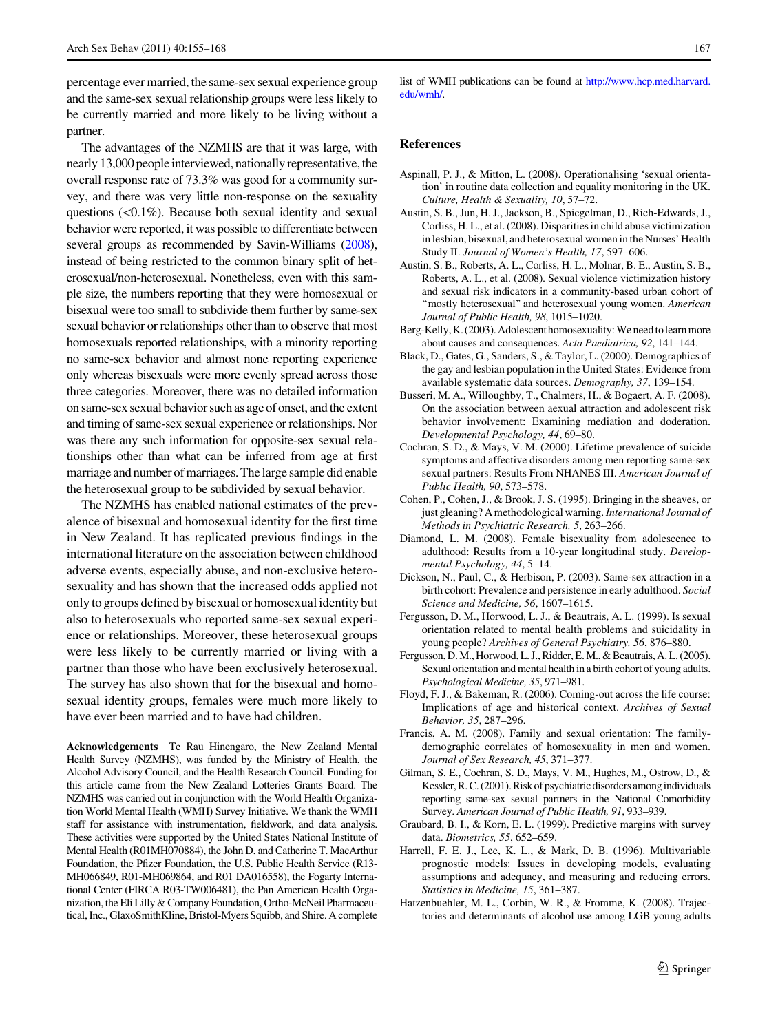percentage ever married, the same-sex sexual experience group and the same-sex sexual relationship groups were less likely to be currently married and more likely to be living without a partner.

The advantages of the NZMHS are that it was large, with nearly 13,000 people interviewed, nationally representative, the overall response rate of 73.3% was good for a community survey, and there was very little non-response on the sexuality questions (<0.1%). Because both sexual identity and sexual behavior were reported, it was possible to differentiate between several groups as recommended by Savin-Williams (2008), instead of being restricted to the common binary split of heterosexual/non-heterosexual. Nonetheless, even with this sample size, the numbers reporting that they were homosexual or bisexual were too small to subdivide them further by same-sex sexual behavior or relationships other than to observe that most homosexuals reported relationships, with a minority reporting no same-sex behavior and almost none reporting experience only whereas bisexuals were more evenly spread across those three categories. Moreover, there was no detailed information on same-sex sexual behavior such as age of onset, and the extent and timing of same-sex sexual experience or relationships. Nor was there any such information for opposite-sex sexual relationships other than what can be inferred from age at first marriage and number of marriages. The large sample did enable the heterosexual group to be subdivided by sexual behavior.

The NZMHS has enabled national estimates of the prevalence of bisexual and homosexual identity for the first time in New Zealand. It has replicated previous findings in the international literature on the association between childhood adverse events, especially abuse, and non-exclusive heterosexuality and has shown that the increased odds applied not only to groups defined by bisexual or homosexual identity but also to heterosexuals who reported same-sex sexual experience or relationships. Moreover, these heterosexual groups were less likely to be currently married or living with a partner than those who have been exclusively heterosexual. The survey has also shown that for the bisexual and homosexual identity groups, females were much more likely to have ever been married and to have had children.

**Acknowledgements** Te Rau Hinengaro, the New Zealand Mental Health Survey (NZMHS), was funded by the Ministry of Health, the Alcohol Advisory Council, and the Health Research Council. Funding for this article came from the New Zealand Lotteries Grants Board. The NZMHS was carried out in conjunction with the World Health Organization World Mental Health (WMH) Survey Initiative. We thank the WMH staff for assistance with instrumentation, fieldwork, and data analysis. These activities were supported by the United States National Institute of Mental Health (R01MH070884), the John D. and Catherine T. MacArthur Foundation, the Pfizer Foundation, the U.S. Public Health Service (R13-MH066849, R01-MH069864, and R01 DA016558), the Fogarty International Center (FIRCA R03-TW006481), the Pan American Health Organization, the Eli Lilly & Company Foundation, Ortho-McNeil Pharmaceutical, Inc., GlaxoSmithKline, Bristol-Myers Squibb, and Shire. A complete list of WMH publications can be found at http://www.hcp.med.harvard.edu/wmh/.

## References

Aspinall, P. J., & Mitton, L. (2008). Operationalising 'sexual orientation' in routine data collection and equality monitoring in the UK. *Culture, Health & Sexuality, 10*, 57–72.

Austin, S. B., Jun, H. J., Jackson, B., Spiegelman, D., Rich-Edwards, J., Corliss, H. L., et al. (2008). Disparities in child abuse victimization in lesbian, bisexual, and heterosexual women in the Nurses' Health Study II. *Journal of Women's Health, 17*, 597–606.

Austin, S. B., Roberts, A. L., Corliss, H. L., Molnar, B. E., Austin, S. B., Roberts, A. L., et al. (2008). Sexual violence victimization history and sexual risk indicators in a community-based urban cohort of "mostly heterosexual" and heterosexual young women. *American Journal of Public Health, 98*, 1015–1020.

Berg-Kelly, K. (2003). Adolescent homosexuality: We need to learn more about causes and consequences. *Acta Paediatrica, 92*, 141–144.

Black, D., Gates, G., Sanders, S., & Taylor, L. (2000). Demographics of the gay and lesbian population in the United States: Evidence from available systematic data sources. *Demography, 37*, 139–154.

Busseri, M. A., Willoughby, T., Chalmers, H., & Bogaert, A. F. (2008). On the association between aexual attraction and adolescent risk behavior involvement: Examining mediation and doderation. *Developmental Psychology, 44*, 69–80.

Cochran, S. D., & Mays, V. M. (2000). Lifetime prevalence of suicide symptoms and affective disorders among men reporting same-sex sexual partners: Results From NHANES III. *American Journal of Public Health, 90*, 573–578.

Cohen, P., Cohen, J., & Brook, J. S. (1995). Bringing in the sheaves, or just gleaning? A methodological warning. *International Journal of Methods in Psychiatric Research, 5*, 263–266.

Diamond, L. M. (2008). Female bisexuality from adolescence to adulthood: Results from a 10-year longitudinal study. *Developmental Psychology, 44*, 5–14.

Dickson, N., Paul, C., & Herbison, P. (2003). Same-sex attraction in a birth cohort: Prevalence and persistence in early adulthood. *Social Science and Medicine, 56*, 1607–1615.

Fergusson, D. M., Horwood, L. J., & Beautrais, A. L. (1999). Is sexual orientation related to mental health problems and suicidality in young people? *Archives of General Psychiatry, 56*, 876–880.

Fergusson, D. M., Horwood, L. J., Ridder, E. M., & Beautrais, A. L. (2005). Sexual orientation and mental health in a birth cohort of young adults. *Psychological Medicine, 35*, 971–981.

Floyd, F. J., & Bakeman, R. (2006). Coming-out across the life course: Implications of age and historical context. *Archives of Sexual Behavior, 35*, 287–296.

Francis, A. M. (2008). Family and sexual orientation: The family-demographic correlates of homosexuality in men and women. *Journal of Sex Research, 45*, 371–377.

Gilman, S. E., Cochran, S. D., Mays, V. M., Hughes, M., Ostrow, D., & Kessler, R. C. (2001). Risk of psychiatric disorders among individuals reporting same-sex sexual partners in the National Comorbidity Survey. *American Journal of Public Health, 91*, 933–939.

Graubard, B. I., & Korn, E. L. (1999). Predictive margins with survey data. *Biometrics, 55*, 652–659.

Harrell, F. E. J., Lee, K. L., & Mark, D. B. (1996). Multivariable prognostic models: Issues in developing models, evaluating assumptions and adequacy, and measuring and reducing errors. *Statistics in Medicine, 15*, 361–387.

Hatzenbuehler, M. L., Corbin, W. R., & Fromme, K. (2008). Trajectories and determinants of alcohol use among LGB young adults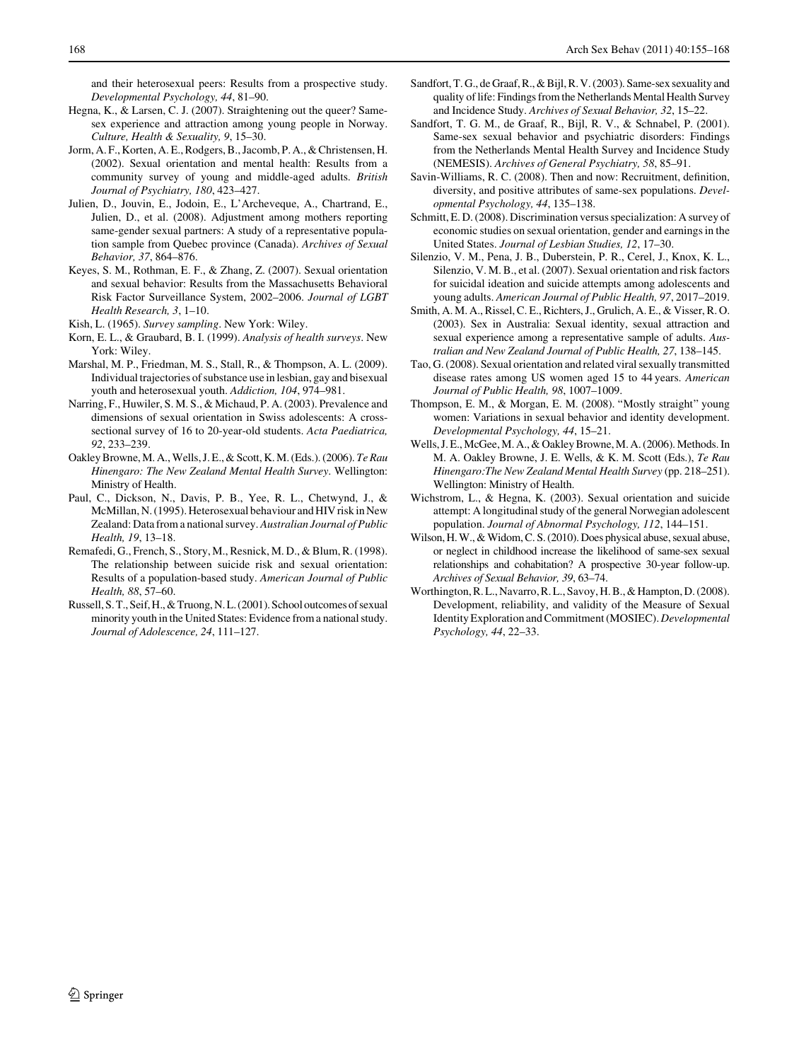and their heterosexual peers: Results from a prospective study. *Developmental Psychology, 44*, 81–90.

Hegna, K., & Larsen, C. J. (2007). Straightening out the queer? Same-sex experience and attraction among young people in Norway. *Culture, Health & Sexuality, 9*, 15–30.

Jorm, A. F., Korten, A. E., Rodgers, B., Jacomb, P. A., & Christensen, H. (2002). Sexual orientation and mental health: Results from a community survey of young and middle-aged adults. *British Journal of Psychiatry, 180*, 423–427.

Julien, D., Jouvin, E., Jodoin, E., L'Archeveque, A., Chartrand, E., Julien, D., et al. (2008). Adjustment among mothers reporting same-gender sexual partners: A study of a representative population sample from Quebec province (Canada). *Archives of Sexual Behavior, 37*, 864–876.

Keyes, S. M., Rothman, E. F., & Zhang, Z. (2007). Sexual orientation and sexual behavior: Results from the Massachusetts Behavioral Risk Factor Surveillance System, 2002–2006. *Journal of LGBT Health Research, 3*, 1–10.

Kish, L. (1965). *Survey sampling*. New York: Wiley.

Korn, E. L., & Graubard, B. I. (1999). *Analysis of health surveys*. New York: Wiley.

Marshal, M. P., Friedman, M. S., Stall, R., & Thompson, A. L. (2009). Individual trajectories of substance use in lesbian, gay and bisexual youth and heterosexual youth. *Addiction, 104*, 974–981.

Narring, F., Huwiler, S. M. S., & Michaud, P. A. (2003). Prevalence and dimensions of sexual orientation in Swiss adolescents: A cross-sectional survey of 16 to 20-year-old students. *Acta Paediatrica, 92*, 233–239.

Oakley Browne, M. A., Wells, J. E., & Scott, K. M. (Eds.). (2006). *Te Rau Hinengaro: The New Zealand Mental Health Survey*. Wellington: Ministry of Health.

Paul, C., Dickson, N., Davis, P. B., Yee, R. L., Chetwynd, J., & McMillan, N. (1995). Heterosexual behaviour and HIV risk in New Zealand: Data from a national survey. *Australian Journal of Public Health, 19*, 13–18.

Remafedi, G., French, S., Story, M., Resnick, M. D., & Blum, R. (1998). The relationship between suicide risk and sexual orientation: Results of a population-based study. *American Journal of Public Health, 88*, 57–60.

Russell, S. T., Seif, H., & Truong, N. L. (2001). School outcomes of sexual minority youth in the United States: Evidence from a national study. *Journal of Adolescence, 24*, 111–127.

Sandfort, T. G., de Graaf, R., & Bijl, R. V. (2003). Same-sex sexuality and quality of life: Findings from the Netherlands Mental Health Survey and Incidence Study. *Archives of Sexual Behavior, 32*, 15–22.

Sandfort, T. G. M., de Graaf, R., Bijl, R. V., & Schnabel, P. (2001). Same-sex sexual behavior and psychiatric disorders: Findings from the Netherlands Mental Health Survey and Incidence Study (NEMESIS). *Archives of General Psychiatry, 58*, 85–91.

Savin-Williams, R. C. (2008). Then and now: Recruitment, definition, diversity, and positive attributes of same-sex populations. *Developmental Psychology, 44*, 135–138.

Schmitt, E. D. (2008). Discrimination versus specialization: A survey of economic studies on sexual orientation, gender and earnings in the United States. *Journal of Lesbian Studies, 12*, 17–30.

Silenzio, V. M., Pena, J. B., Duberstein, P. R., Cerel, J., Knox, K. L., Silenzio, V. M. B., et al. (2007). Sexual orientation and risk factors for suicidal ideation and suicide attempts among adolescents and young adults. *American Journal of Public Health, 97*, 2017–2019.

Smith, A. M. A., Rissel, C. E., Richters, J., Grulich, A. E., & Visser, R. O. (2003). Sex in Australia: Sexual identity, sexual attraction and sexual experience among a representative sample of adults. *Australian and New Zealand Journal of Public Health, 27*, 138–145.

Tao, G. (2008). Sexual orientation and related viral sexually transmitted disease rates among US women aged 15 to 44 years. *American Journal of Public Health, 98*, 1007–1009.

Thompson, E. M., & Morgan, E. M. (2008). "Mostly straight" young women: Variations in sexual behavior and identity development. *Developmental Psychology, 44*, 15–21.

Wells, J. E., McGee, M. A., & Oakley Browne, M. A. (2006). Methods. In M. A. Oakley Browne, J. E. Wells, & K. M. Scott (Eds.), *Te Rau Hinengaro:The New Zealand Mental Health Survey* (pp. 218–251). Wellington: Ministry of Health.

Wichstrom, L., & Hegna, K. (2003). Sexual orientation and suicide attempt: A longitudinal study of the general Norwegian adolescent population. *Journal of Abnormal Psychology, 112*, 144–151.

Wilson, H. W., & Widom, C. S. (2010). Does physical abuse, sexual abuse, or neglect in childhood increase the likelihood of same-sex sexual relationships and cohabitation? A prospective 30-year follow-up. *Archives of Sexual Behavior, 39*, 63–74.

Worthington, R. L., Navarro, R. L., Savoy, H. B., & Hampton, D. (2008). Development, reliability, and validity of the Measure of Sexual Identity Exploration and Commitment (MOSIEC). *Developmental Psychology, 44*, 22–33.